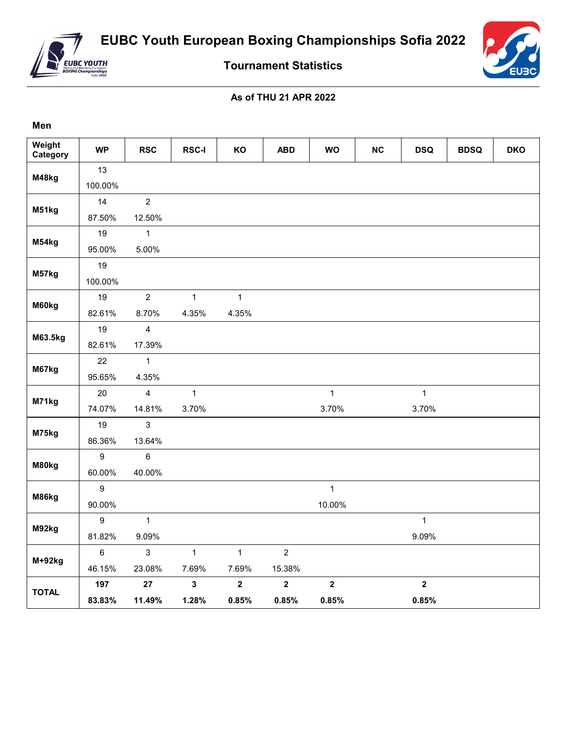# EUBC Youth European Boxing Championships Sofia 2022

## Tournament Statistics

**As of THU 21 APR 2022**

**Men**

| Weight Category | WP | RSC | RSC-I | KO | ABD | WO | NC | DSQ | BDSQ | DKO |
|---|---|---|---|---|---|---|---|---|---|---|
| M48kg | 13<br>100.00% | | | | | | | | | |
| M51kg | 14<br>87.50% | 2<br>12.50% | | | | | | | | |
| M54kg | 19<br>95.00% | 1<br>5.00% | | | | | | | | |
| M57kg | 19<br>100.00% | | | | | | | | | |
| M60kg | 19<br>82.61% | 2<br>8.70% | 1<br>4.35% | 1<br>4.35% | | | | | | |
| M63.5kg | 19<br>82.61% | 4<br>17.39% | | | | | | | | |
| M67kg | 22<br>95.65% | 1<br>4.35% | | | | | | | | |
| M71kg | 20<br>74.07% | 4<br>14.81% | 1<br>3.70% | | | 1<br>3.70% | | 1<br>3.70% | | |
| M75kg | 19<br>86.36% | 3<br>13.64% | | | | | | | | |
| M80kg | 9<br>60.00% | 6<br>40.00% | | | | | | | | |
| M86kg | 9<br>90.00% | | | | | 1<br>10.00% | | | | |
| M92kg | 9<br>81.82% | 1<br>9.09% | | | | | | 1<br>9.09% | | |
| M+92kg | 6<br>46.15% | 3<br>23.08% | 1<br>7.69% | 1<br>7.69% | 2<br>15.38% | | | | | |
| **TOTAL** | **197**<br>**83.83%** | **27**<br>**11.49%** | **3**<br>**1.28%** | **2**<br>**0.85%** | **2**<br>**0.85%** | **2**<br>**0.85%** | | **2**<br>**0.85%** | | |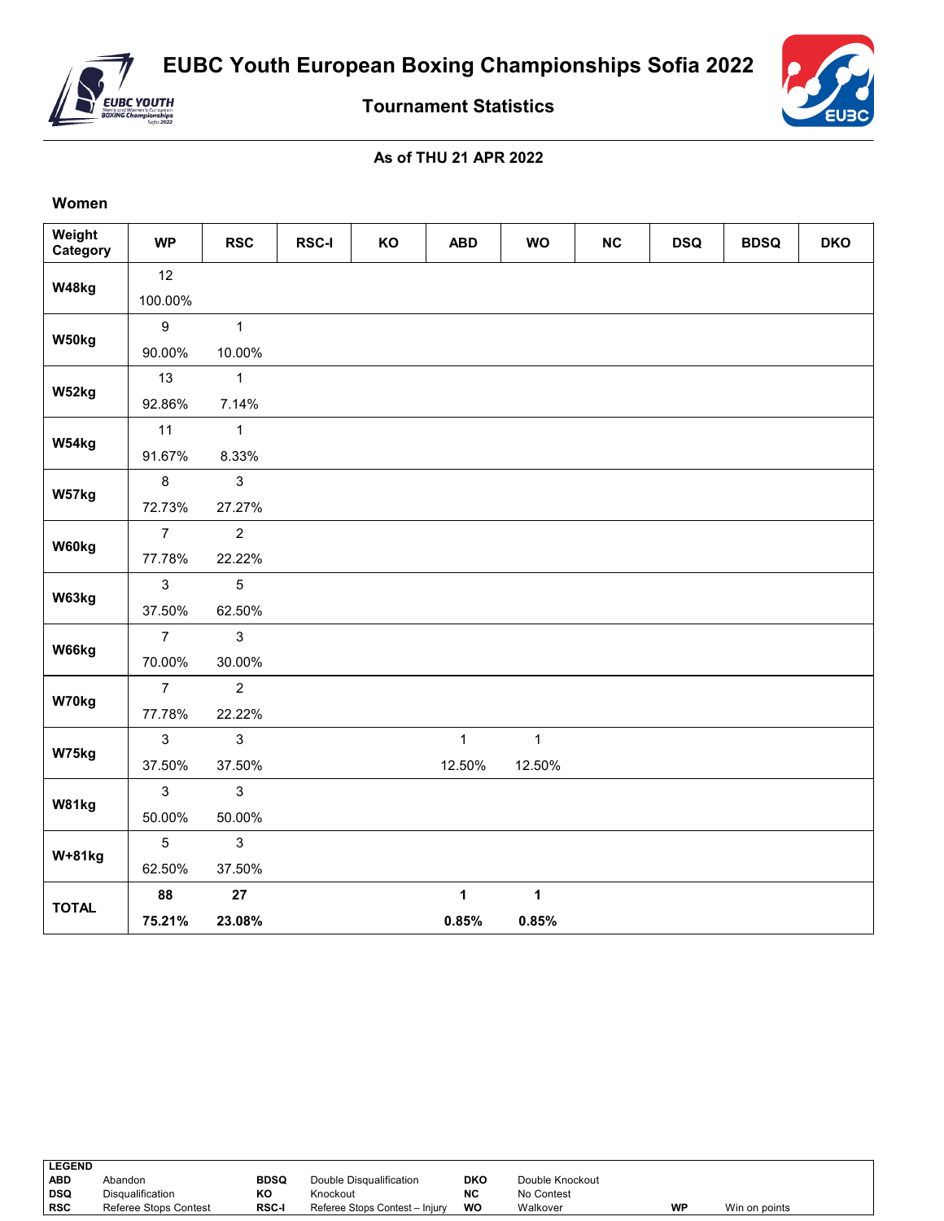# EUBC Youth European Boxing Championships Sofia 2022

## Tournament Statistics

**As of THU 21 APR 2022**

### Women

| Weight Category | WP | RSC | RSC-I | KO | ABD | WO | NC | DSQ | BDSQ | DKO |
|---|---|---|---|---|---|---|---|---|---|---|
| **W48kg** | 12<br>100.00% | | | | | | | | | |
| **W50kg** | 9<br>90.00% | 1<br>10.00% | | | | | | | | |
| **W52kg** | 13<br>92.86% | 1<br>7.14% | | | | | | | | |
| **W54kg** | 11<br>91.67% | 1<br>8.33% | | | | | | | | |
| **W57kg** | 8<br>72.73% | 3<br>27.27% | | | | | | | | |
| **W60kg** | 7<br>77.78% | 2<br>22.22% | | | | | | | | |
| **W63kg** | 3<br>37.50% | 5<br>62.50% | | | | | | | | |
| **W66kg** | 7<br>70.00% | 3<br>30.00% | | | | | | | | |
| **W70kg** | 7<br>77.78% | 2<br>22.22% | | | | | | | | |
| **W75kg** | 3<br>37.50% | 3<br>37.50% | | | 1<br>12.50% | 1<br>12.50% | | | | |
| **W81kg** | 3<br>50.00% | 3<br>50.00% | | | | | | | | |
| **W+81kg** | 5<br>62.50% | 3<br>37.50% | | | | | | | | |
| **TOTAL** | **88**<br>**75.21%** | **27**<br>**23.08%** | | | **1**<br>**0.85%** | **1**<br>**0.85%** | | | | |

**LEGEND**

| | | | | | | | |
|---|---|---|---|---|---|---|---|
| **ABD** | Abandon | **BDSQ** | Double Disqualification | **DKO** | Double Knockout | | |
| **DSQ** | Disqualification | **KO** | Knockout | **NC** | No Contest | | |
| **RSC** | Referee Stops Contest | **RSC-I** | Referee Stops Contest – Injury | **WO** | Walkover | **WP** | Win on points |